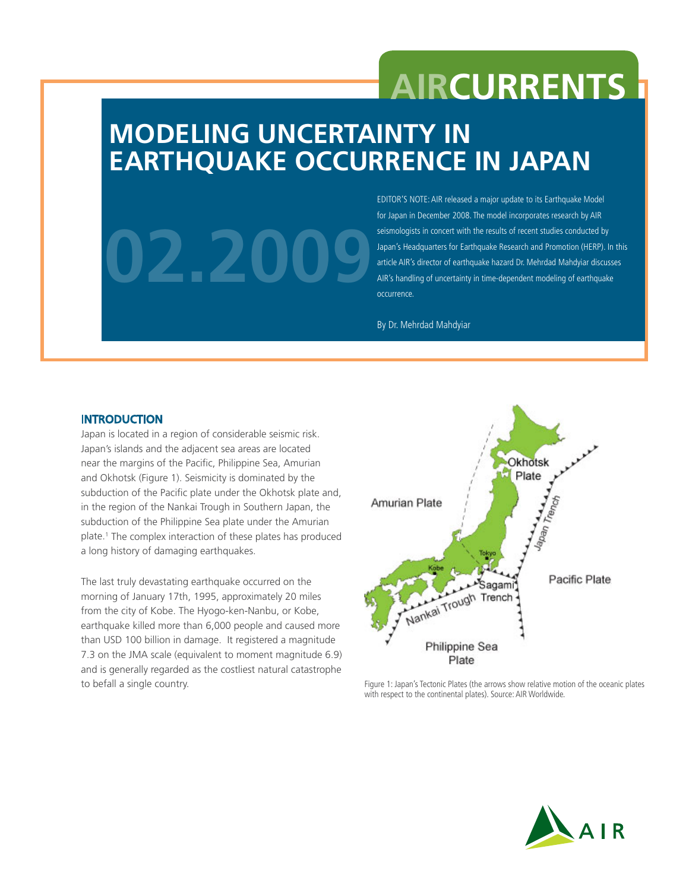# MODELING UNCERTAINTY IN EARTHQUAKE OCCURRENCE IN JAPAN

02.2009

EDITOR'S NOTE: AIR released a major update to its Earthquake Model for Japan in December 2008. The model incorporates research by AIR seismologists in concert with the results of recent studies conducted by Japan's Headquarters for Earthquake Research and Promotion (HERP). In this article AIR's director of earthquake hazard Dr. Mehrdad Mahdyiar discusses AIR's handling of uncertainty in time-dependent modeling of earthquake occurrence.

By Dr. Mehrdad Mahdyiar

## INTRODUCTION

Japan is located in a region of considerable seismic risk. Japan's islands and the adjacent sea areas are located near the margins of the Pacific, Philippine Sea, Amurian and Okhotsk (Figure 1). Seismicity is dominated by the subduction of the Pacific plate under the Okhotsk plate and, in the region of the Nankai Trough in Southern Japan, the subduction of the Philippine Sea plate under the Amurian plate.[1] The complex interaction of these plates has produced a long history of damaging earthquakes.

The last truly devastating earthquake occurred on the morning of January 17th, 1995, approximately 20 miles from the city of Kobe. The Hyogo-ken-Nanbu, or Kobe, earthquake killed more than 6,000 people and caused more than USD 100 billion in damage. It registered a magnitude 7.3 on the JMA scale (equivalent to moment magnitude 6.9) and is generally regarded as the costliest natural catastrophe to befall a single country.

Figure 1: Japan's Tectonic Plates (the arrows show relative motion of the oceanic plates with respect to the continental plates). Source: AIR Worldwide.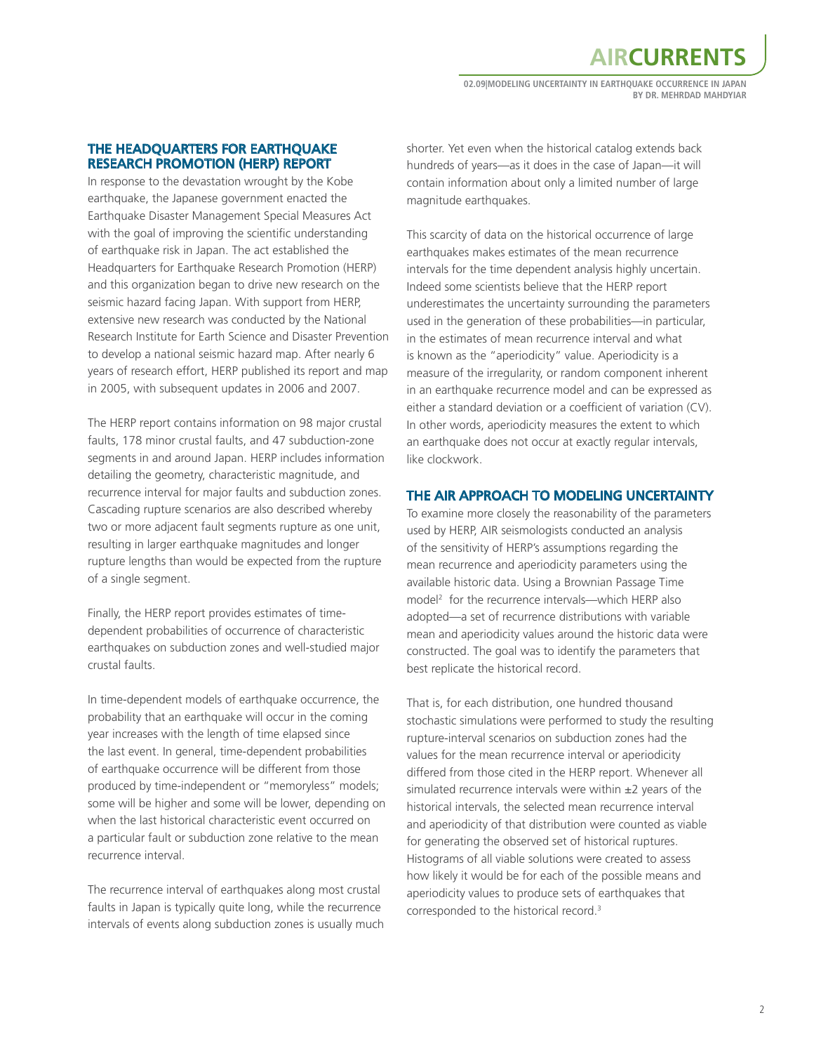## THE HEADQUARTERS FOR EARTHQUAKE RESEARCH PROMOTION (HERP) REPORT

In response to the devastation wrought by the Kobe earthquake, the Japanese government enacted the Earthquake Disaster Management Special Measures Act with the goal of improving the scientific understanding of earthquake risk in Japan. The act established the Headquarters for Earthquake Research Promotion (HERP) and this organization began to drive new research on the seismic hazard facing Japan. With support from HERP, extensive new research was conducted by the National Research Institute for Earth Science and Disaster Prevention to develop a national seismic hazard map. After nearly 6 years of research effort, HERP published its report and map in 2005, with subsequent updates in 2006 and 2007.

The HERP report contains information on 98 major crustal faults, 178 minor crustal faults, and 47 subduction-zone segments in and around Japan. HERP includes information detailing the geometry, characteristic magnitude, and recurrence interval for major faults and subduction zones. Cascading rupture scenarios are also described whereby two or more adjacent fault segments rupture as one unit, resulting in larger earthquake magnitudes and longer rupture lengths than would be expected from the rupture of a single segment.

Finally, the HERP report provides estimates of time-dependent probabilities of occurrence of characteristic earthquakes on subduction zones and well-studied major crustal faults.

In time-dependent models of earthquake occurrence, the probability that an earthquake will occur in the coming year increases with the length of time elapsed since the last event. In general, time-dependent probabilities of earthquake occurrence will be different from those produced by time-independent or "memoryless" models; some will be higher and some will be lower, depending on when the last historical characteristic event occurred on a particular fault or subduction zone relative to the mean recurrence interval.

The recurrence interval of earthquakes along most crustal faults in Japan is typically quite long, while the recurrence intervals of events along subduction zones is usually much shorter. Yet even when the historical catalog extends back hundreds of years—as it does in the case of Japan—it will contain information about only a limited number of large magnitude earthquakes.

This scarcity of data on the historical occurrence of large earthquakes makes estimates of the mean recurrence intervals for the time dependent analysis highly uncertain. Indeed some scientists believe that the HERP report underestimates the uncertainty surrounding the parameters used in the generation of these probabilities—in particular, in the estimates of mean recurrence interval and what is known as the "aperiodicity" value. Aperiodicity is a measure of the irregularity, or random component inherent in an earthquake recurrence model and can be expressed as either a standard deviation or a coefficient of variation (CV). In other words, aperiodicity measures the extent to which an earthquake does not occur at exactly regular intervals, like clockwork.

## THE AIR APPROACH TO MODELING UNCERTAINTY

To examine more closely the reasonability of the parameters used by HERP, AIR seismologists conducted an analysis of the sensitivity of HERP's assumptions regarding the mean recurrence and aperiodicity parameters using the available historic data. Using a Brownian Passage Time model[2] for the recurrence intervals—which HERP also adopted—a set of recurrence distributions with variable mean and aperiodicity values around the historic data were constructed. The goal was to identify the parameters that best replicate the historical record.

That is, for each distribution, one hundred thousand stochastic simulations were performed to study the resulting rupture-interval scenarios on subduction zones had the values for the mean recurrence interval or aperiodicity differed from those cited in the HERP report. Whenever all simulated recurrence intervals were within ±2 years of the historical intervals, the selected mean recurrence interval and aperiodicity of that distribution were counted as viable for generating the observed set of historical ruptures. Histograms of all viable solutions were created to assess how likely it would be for each of the possible means and aperiodicity values to produce sets of earthquakes that corresponded to the historical record.[3]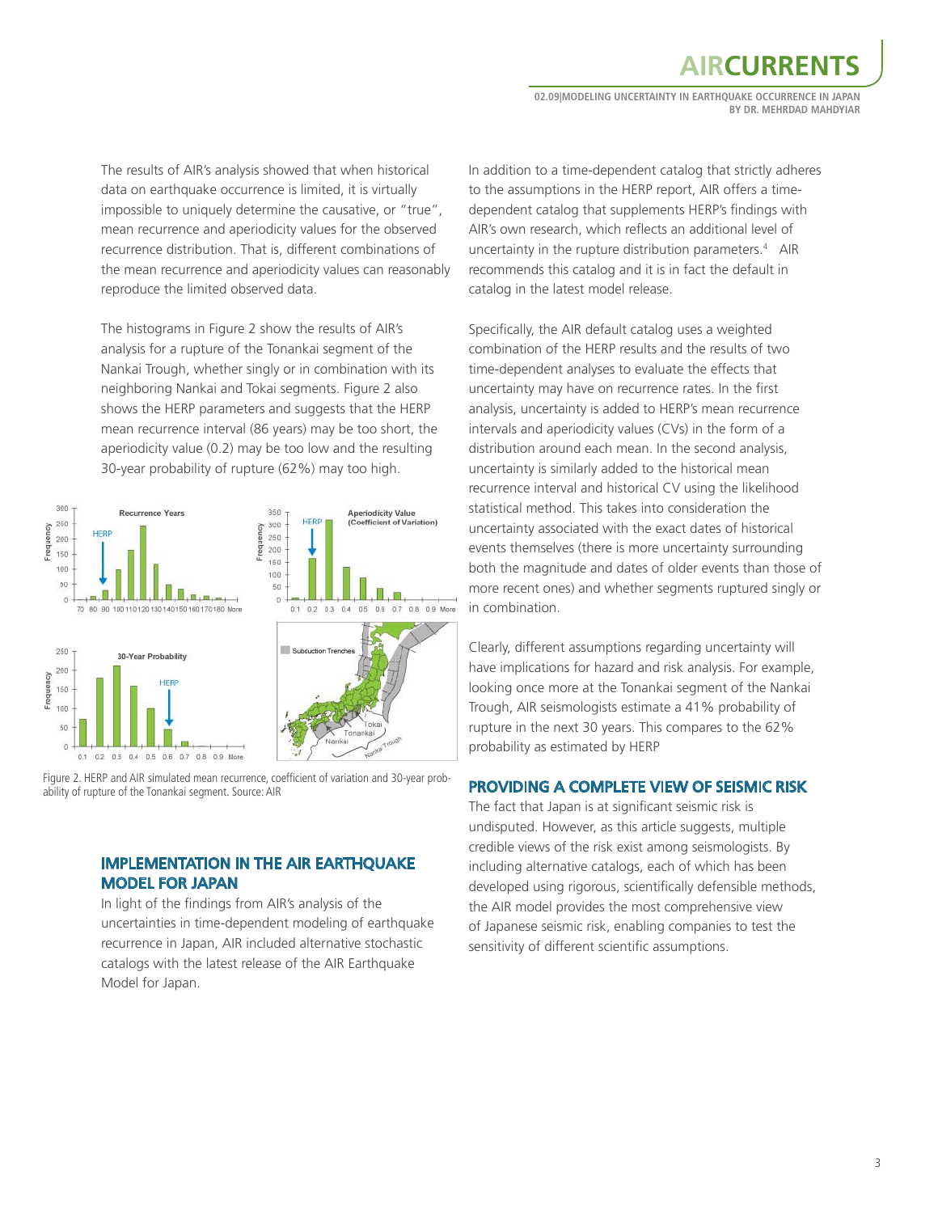The results of AIR's analysis showed that when historical data on earthquake occurrence is limited, it is virtually impossible to uniquely determine the causative, or "true", mean recurrence and aperiodicity values for the observed recurrence distribution. That is, different combinations of the mean recurrence and aperiodicity values can reasonably reproduce the limited observed data.

The histograms in Figure 2 show the results of AIR's analysis for a rupture of the Tonankai segment of the Nankai Trough, whether singly or in combination with its neighboring Nankai and Tokai segments. Figure 2 also shows the HERP parameters and suggests that the HERP mean recurrence interval (86 years) may be too short, the aperiodicity value (0.2) may be too low and the resulting 30-year probability of rupture (62%) may too high.

Figure 2. HERP and AIR simulated mean recurrence, coefficient of variation and 30-year probability of rupture of the Tonankai segment. Source: AIR

## IMPLEMENTATION IN THE AIR EARTHQUAKE MODEL FOR JAPAN

In light of the findings from AIR's analysis of the uncertainties in time-dependent modeling of earthquake recurrence in Japan, AIR included alternative stochastic catalogs with the latest release of the AIR Earthquake Model for Japan.

In addition to a time-dependent catalog that strictly adheres to the assumptions in the HERP report, AIR offers a time-dependent catalog that supplements HERP's findings with AIR's own research, which reflects an additional level of uncertainty in the rupture distribution parameters.[4] AIR recommends this catalog and it is in fact the default in catalog in the latest model release.

Specifically, the AIR default catalog uses a weighted combination of the HERP results and the results of two time-dependent analyses to evaluate the effects that uncertainty may have on recurrence rates. In the first analysis, uncertainty is added to HERP's mean recurrence intervals and aperiodicity values (CVs) in the form of a distribution around each mean. In the second analysis, uncertainty is similarly added to the historical mean recurrence interval and historical CV using the likelihood statistical method. This takes into consideration the uncertainty associated with the exact dates of historical events themselves (there is more uncertainty surrounding both the magnitude and dates of older events than those of more recent ones) and whether segments ruptured singly or in combination.

Clearly, different assumptions regarding uncertainty will have implications for hazard and risk analysis. For example, looking once more at the Tonankai segment of the Nankai Trough, AIR seismologists estimate a 41% probability of rupture in the next 30 years. This compares to the 62% probability as estimated by HERP

## PROVIDING A COMPLETE VIEW OF SEISMIC RISK

The fact that Japan is at significant seismic risk is undisputed. However, as this article suggests, multiple credible views of the risk exist among seismologists. By including alternative catalogs, each of which has been developed using rigorous, scientifically defensible methods, the AIR model provides the most comprehensive view of Japanese seismic risk, enabling companies to test the sensitivity of different scientific assumptions.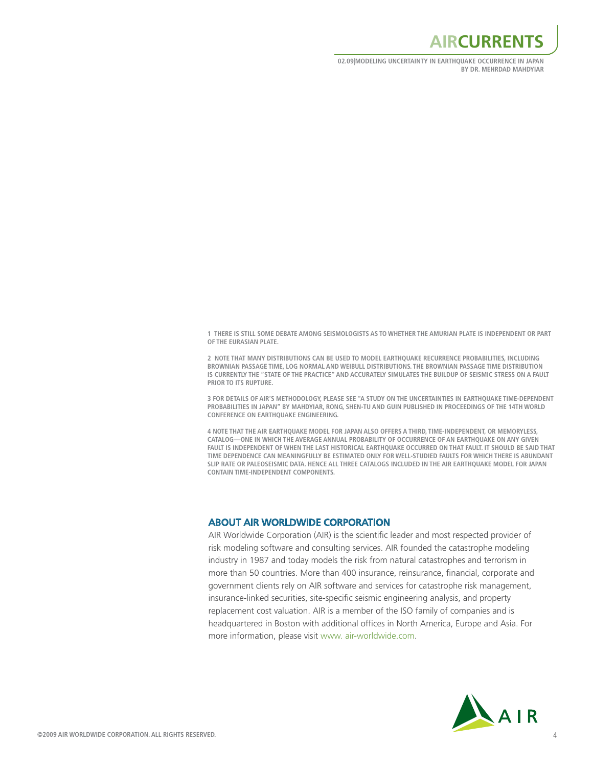1 THERE IS STILL SOME DEBATE AMONG SEISMOLOGISTS AS TO WHETHER THE AMURIAN PLATE IS INDEPENDENT OR PART OF THE EURASIAN PLATE.

2 NOTE THAT MANY DISTRIBUTIONS CAN BE USED TO MODEL EARTHQUAKE RECURRENCE PROBABILITIES, INCLUDING BROWNIAN PASSAGE TIME, LOG NORMAL AND WEIBULL DISTRIBUTIONS. THE BROWNIAN PASSAGE TIME DISTRIBUTION IS CURRENTLY THE "STATE OF THE PRACTICE" AND ACCURATELY SIMULATES THE BUILDUP OF SEISMIC STRESS ON A FAULT PRIOR TO ITS RUPTURE.

3 FOR DETAILS OF AIR'S METHODOLOGY, PLEASE SEE "A STUDY ON THE UNCERTAINTIES IN EARTHQUAKE TIME-DEPENDENT PROBABILITIES IN JAPAN" BY MAHDYIAR, RONG, SHEN-TU AND GUIN PUBLISHED IN PROCEEDINGS OF THE 14TH WORLD CONFERENCE ON EARTHQUAKE ENGINEERING.

4 NOTE THAT THE AIR EARTHQUAKE MODEL FOR JAPAN ALSO OFFERS A THIRD, TIME-INDEPENDENT, OR MEMORYLESS, CATALOG—ONE IN WHICH THE AVERAGE ANNUAL PROBABILITY OF OCCURRENCE OF AN EARTHQUAKE ON ANY GIVEN FAULT IS INDEPENDENT OF WHEN THE LAST HISTORICAL EARTHQUAKE OCCURRED ON THAT FAULT. IT SHOULD BE SAID THAT TIME DEPENDENCE CAN MEANINGFULLY BE ESTIMATED ONLY FOR WELL-STUDIED FAULTS FOR WHICH THERE IS ABUNDANT SLIP RATE OR PALEOSEISMIC DATA. HENCE ALL THREE CATALOGS INCLUDED IN THE AIR EARTHQUAKE MODEL FOR JAPAN CONTAIN TIME-INDEPENDENT COMPONENTS.

## ABOUT AIR WORLDWIDE CORPORATION

AIR Worldwide Corporation (AIR) is the scientific leader and most respected provider of risk modeling software and consulting services. AIR founded the catastrophe modeling industry in 1987 and today models the risk from natural catastrophes and terrorism in more than 50 countries. More than 400 insurance, reinsurance, financial, corporate and government clients rely on AIR software and services for catastrophe risk management, insurance-linked securities, site-specific seismic engineering analysis, and property replacement cost valuation. AIR is a member of the ISO family of companies and is headquartered in Boston with additional offices in North America, Europe and Asia. For more information, please visit www. air-worldwide.com.

©2009 AIR WORLDWIDE CORPORATION. ALL RIGHTS RESERVED.